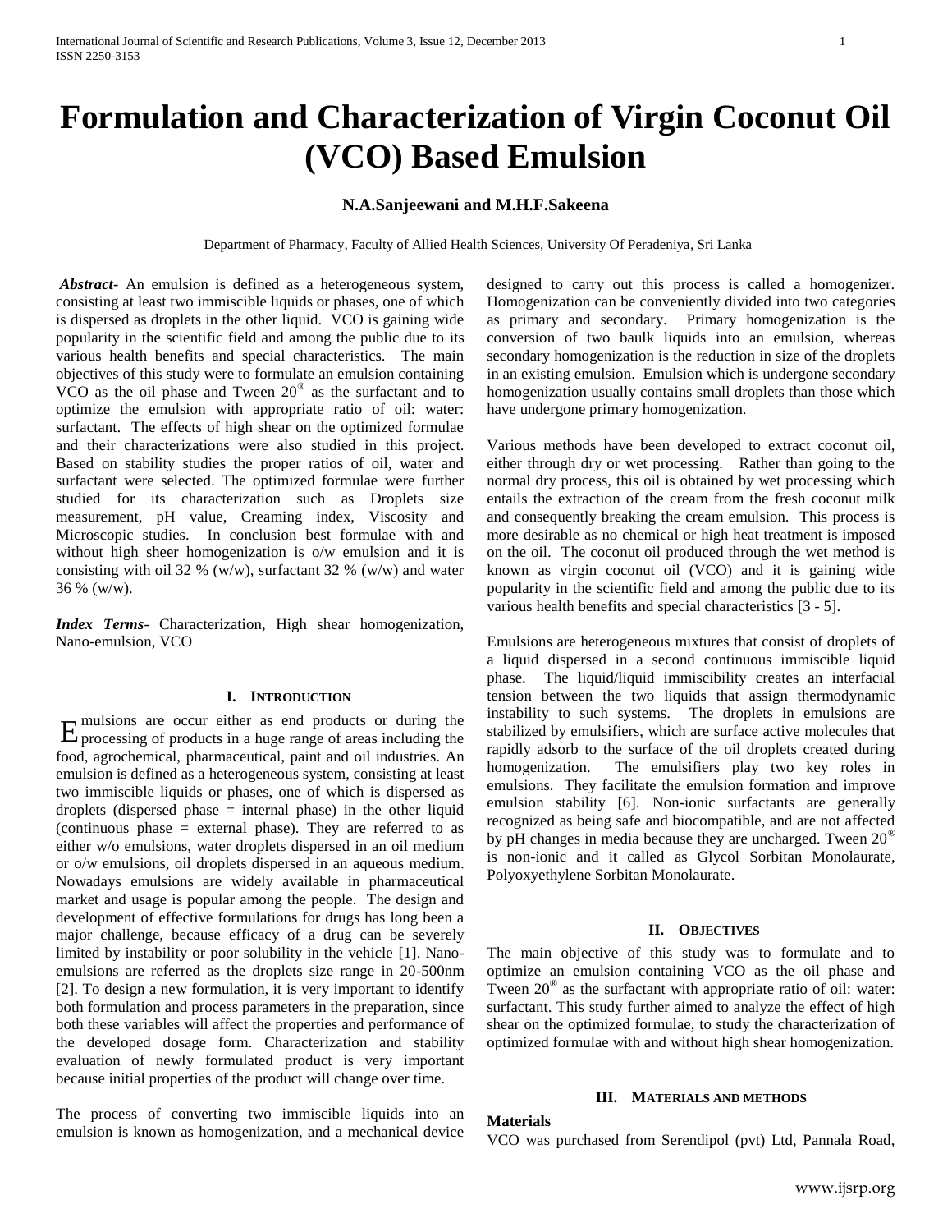# Formulation and Characterization of Virgin Coconut Oil (VCO) Based Emulsion

**N.A.Sanjeewani and M.H.F.Sakeena**

Department of Pharmacy, Faculty of Allied Health Sciences, University Of Peradeniya, Sri Lanka

***Abstract*****-** An emulsion is defined as a heterogeneous system, consisting at least two immiscible liquids or phases, one of which is dispersed as droplets in the other liquid. VCO is gaining wide popularity in the scientific field and among the public due to its various health benefits and special characteristics. The main objectives of this study were to formulate an emulsion containing VCO as the oil phase and Tween 20® as the surfactant and to optimize the emulsion with appropriate ratio of oil: water: surfactant. The effects of high shear on the optimized formulae and their characterizations were also studied in this project. Based on stability studies the proper ratios of oil, water and surfactant were selected. The optimized formulae were further studied for its characterization such as Droplets size measurement, pH value, Creaming index, Viscosity and Microscopic studies. In conclusion best formulae with and without high sheer homogenization is o/w emulsion and it is consisting with oil 32 % (w/w), surfactant 32 % (w/w) and water 36 % (w/w).

***Index Terms*****-** Characterization, High shear homogenization, Nano-emulsion, VCO

## I. Introduction

Emulsions are occur either as end products or during the processing of products in a huge range of areas including the food, agrochemical, pharmaceutical, paint and oil industries. An emulsion is defined as a heterogeneous system, consisting at least two immiscible liquids or phases, one of which is dispersed as droplets (dispersed phase = internal phase) in the other liquid (continuous phase = external phase). They are referred to as either w/o emulsions, water droplets dispersed in an oil medium or o/w emulsions, oil droplets dispersed in an aqueous medium. Nowadays emulsions are widely available in pharmaceutical market and usage is popular among the people. The design and development of effective formulations for drugs has long been a major challenge, because efficacy of a drug can be severely limited by instability or poor solubility in the vehicle [1]. Nano-emulsions are referred as the droplets size range in 20-500nm [2]. To design a new formulation, it is very important to identify both formulation and process parameters in the preparation, since both these variables will affect the properties and performance of the developed dosage form. Characterization and stability evaluation of newly formulated product is very important because initial properties of the product will change over time.

The process of converting two immiscible liquids into an emulsion is known as homogenization, and a mechanical device designed to carry out this process is called a homogenizer. Homogenization can be conveniently divided into two categories as primary and secondary. Primary homogenization is the conversion of two baulk liquids into an emulsion, whereas secondary homogenization is the reduction in size of the droplets in an existing emulsion. Emulsion which is undergone secondary homogenization usually contains small droplets than those which have undergone primary homogenization.

Various methods have been developed to extract coconut oil, either through dry or wet processing. Rather than going to the normal dry process, this oil is obtained by wet processing which entails the extraction of the cream from the fresh coconut milk and consequently breaking the cream emulsion. This process is more desirable as no chemical or high heat treatment is imposed on the oil. The coconut oil produced through the wet method is known as virgin coconut oil (VCO) and it is gaining wide popularity in the scientific field and among the public due to its various health benefits and special characteristics [3 - 5].

Emulsions are heterogeneous mixtures that consist of droplets of a liquid dispersed in a second continuous immiscible liquid phase. The liquid/liquid immiscibility creates an interfacial tension between the two liquids that assign thermodynamic instability to such systems. The droplets in emulsions are stabilized by emulsifiers, which are surface active molecules that rapidly adsorb to the surface of the oil droplets created during homogenization. The emulsifiers play two key roles in emulsions. They facilitate the emulsion formation and improve emulsion stability [6]. Non-ionic surfactants are generally recognized as being safe and biocompatible, and are not affected by pH changes in media because they are uncharged. Tween 20® is non-ionic and it called as Glycol Sorbitan Monolaurate, Polyoxyethylene Sorbitan Monolaurate.

## II. Objectives

The main objective of this study was to formulate and to optimize an emulsion containing VCO as the oil phase and Tween 20® as the surfactant with appropriate ratio of oil: water: surfactant. This study further aimed to analyze the effect of high shear on the optimized formulae, to study the characterization of optimized formulae with and without high shear homogenization.

## III. Materials and methods

### Materials

VCO was purchased from Serendipol (pvt) Ltd, Pannala Road,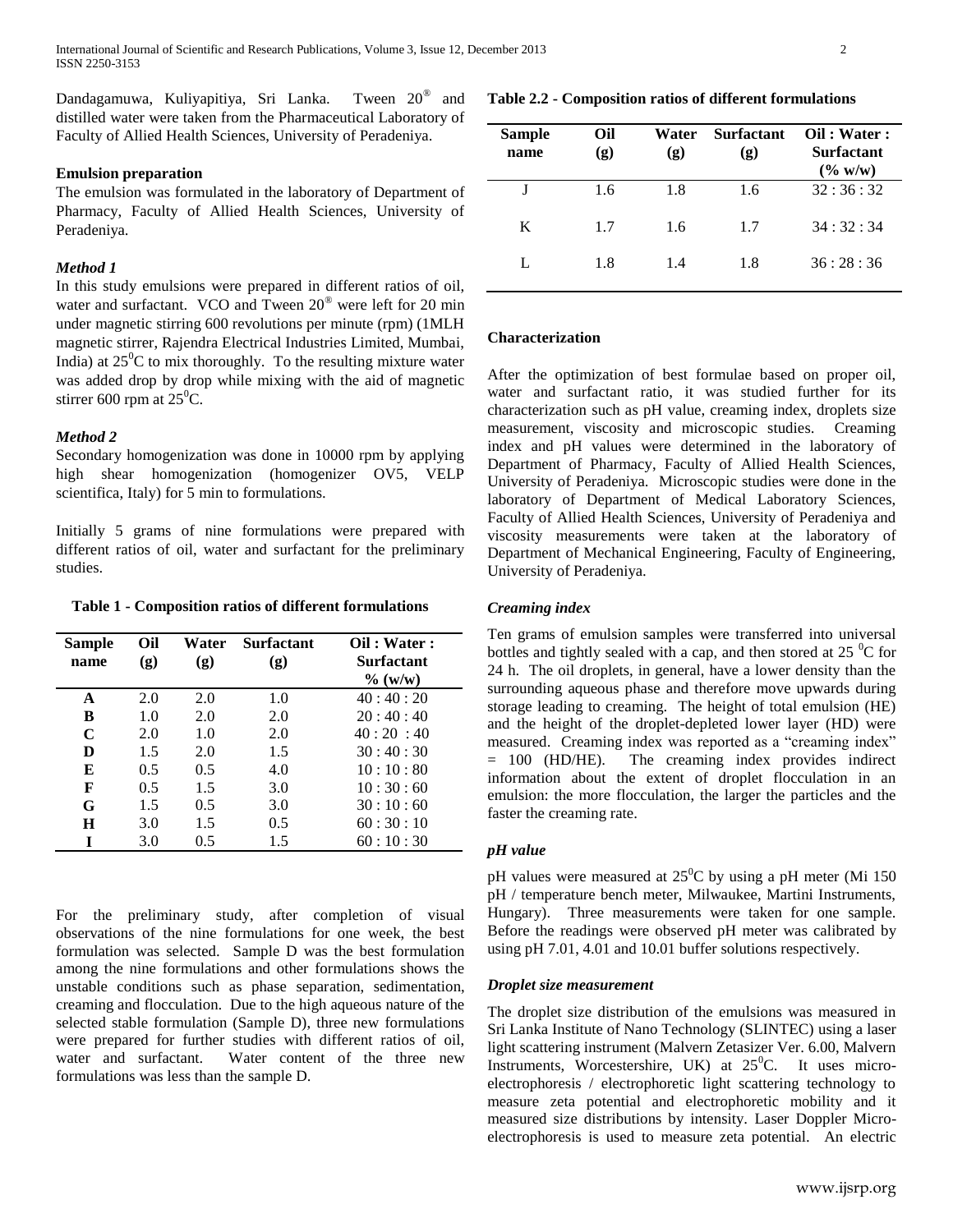Dandagamuwa, Kuliyapitiya, Sri Lanka. Tween 20® and distilled water were taken from the Pharmaceutical Laboratory of Faculty of Allied Health Sciences, University of Peradeniya.

**Emulsion preparation**

The emulsion was formulated in the laboratory of Department of Pharmacy, Faculty of Allied Health Sciences, University of Peradeniya.

***Method 1***

In this study emulsions were prepared in different ratios of oil, water and surfactant. VCO and Tween 20® were left for 20 min under magnetic stirring 600 revolutions per minute (rpm) (1MLH magnetic stirrer, Rajendra Electrical Industries Limited, Mumbai, India) at $25^0$C to mix thoroughly. To the resulting mixture water was added drop by drop while mixing with the aid of magnetic stirrer 600 rpm at $25^0$C.

***Method 2***

Secondary homogenization was done in 10000 rpm by applying high shear homogenization (homogenizer OV5, VELP scientifica, Italy) for 5 min to formulations.

Initially 5 grams of nine formulations were prepared with different ratios of oil, water and surfactant for the preliminary studies.

**Table 1 - Composition ratios of different formulations**

| Sample name | Oil (g) | Water (g) | Surfactant (g) | Oil : Water : Surfactant % (w/w) |
|---|---|---|---|---|
| **A** | 2.0 | 2.0 | 1.0 | 40 : 40 : 20 |
| **B** | 1.0 | 2.0 | 2.0 | 20 : 40 : 40 |
| **C** | 2.0 | 1.0 | 2.0 | 40 : 20 : 40 |
| **D** | 1.5 | 2.0 | 1.5 | 30 : 40 : 30 |
| **E** | 0.5 | 0.5 | 4.0 | 10 : 10 : 80 |
| **F** | 0.5 | 1.5 | 3.0 | 10 : 30 : 60 |
| **G** | 1.5 | 0.5 | 3.0 | 30 : 10 : 60 |
| **H** | 3.0 | 1.5 | 0.5 | 60 : 30 : 10 |
| **I** | 3.0 | 0.5 | 1.5 | 60 : 10 : 30 |

For the preliminary study, after completion of visual observations of the nine formulations for one week, the best formulation was selected. Sample D was the best formulation among the nine formulations and other formulations shows the unstable conditions such as phase separation, sedimentation, creaming and flocculation. Due to the high aqueous nature of the selected stable formulation (Sample D), three new formulations were prepared for further studies with different ratios of oil, water and surfactant. Water content of the three new formulations was less than the sample D.

**Table 2.2 - Composition ratios of different formulations**

| Sample name | Oil (g) | Water (g) | Surfactant (g) | Oil : Water : Surfactant (% w/w) |
|---|---|---|---|---|
| J | 1.6 | 1.8 | 1.6 | 32 : 36 : 32 |
| K | 1.7 | 1.6 | 1.7 | 34 : 32 : 34 |
| L | 1.8 | 1.4 | 1.8 | 36 : 28 : 36 |

**Characterization**

After the optimization of best formulae based on proper oil, water and surfactant ratio, it was studied further for its characterization such as pH value, creaming index, droplets size measurement, viscosity and microscopic studies. Creaming index and pH values were determined in the laboratory of Department of Pharmacy, Faculty of Allied Health Sciences, University of Peradeniya. Microscopic studies were done in the laboratory of Department of Medical Laboratory Sciences, Faculty of Allied Health Sciences, University of Peradeniya and viscosity measurements were taken at the laboratory of Department of Mechanical Engineering, Faculty of Engineering, University of Peradeniya.

***Creaming index***

Ten grams of emulsion samples were transferred into universal bottles and tightly sealed with a cap, and then stored at 25 $^0$C for 24 h. The oil droplets, in general, have a lower density than the surrounding aqueous phase and therefore move upwards during storage leading to creaming. The height of total emulsion (HE) and the height of the droplet-depleted lower layer (HD) were measured. Creaming index was reported as a "creaming index" = 100 (HD/HE). The creaming index provides indirect information about the extent of droplet flocculation in an emulsion: the more flocculation, the larger the particles and the faster the creaming rate.

***pH value***

pH values were measured at $25^0$C by using a pH meter (Mi 150 pH / temperature bench meter, Milwaukee, Martini Instruments, Hungary). Three measurements were taken for one sample. Before the readings were observed pH meter was calibrated by using pH 7.01, 4.01 and 10.01 buffer solutions respectively.

***Droplet size measurement***

The droplet size distribution of the emulsions was measured in Sri Lanka Institute of Nano Technology (SLINTEC) using a laser light scattering instrument (Malvern Zetasizer Ver. 6.00, Malvern Instruments, Worcestershire, UK) at $25^0$C. It uses micro-electrophoresis / electrophoretic light scattering technology to measure zeta potential and electrophoretic mobility and it measured size distributions by intensity. Laser Doppler Micro-electrophoresis is used to measure zeta potential. An electric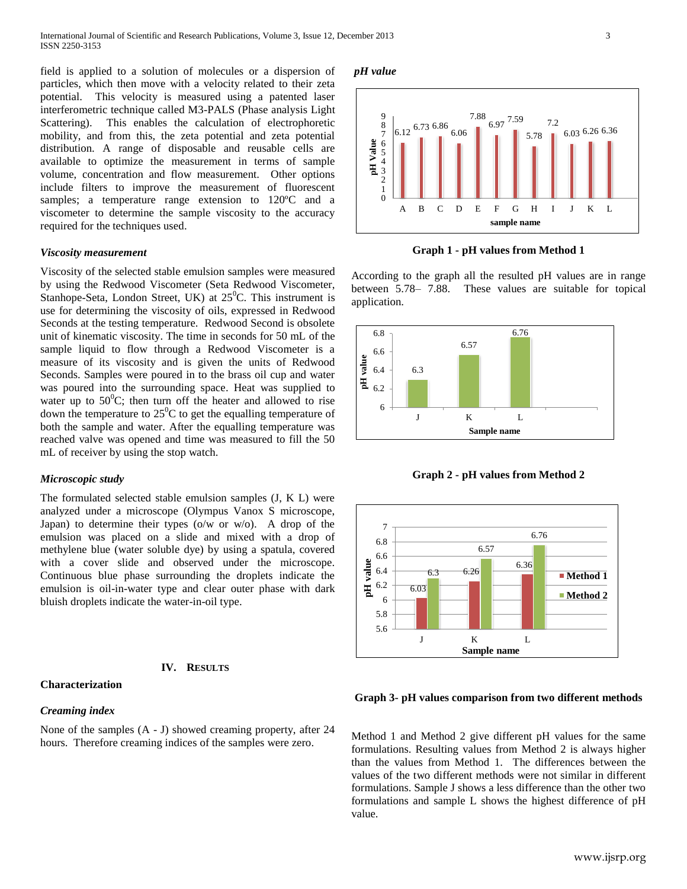field is applied to a solution of molecules or a dispersion of particles, which then move with a velocity related to their zeta potential. This velocity is measured using a patented laser interferometric technique called M3-PALS (Phase analysis Light Scattering). This enables the calculation of electrophoretic mobility, and from this, the zeta potential and zeta potential distribution. A range of disposable and reusable cells are available to optimize the measurement in terms of sample volume, concentration and flow measurement. Other options include filters to improve the measurement of fluorescent samples; a temperature range extension to 120ºC and a viscometer to determine the sample viscosity to the accuracy required for the techniques used.

### *Viscosity measurement*

Viscosity of the selected stable emulsion samples were measured by using the Redwood Viscometer (Seta Redwood Viscometer, Stanhope-Seta, London Street, UK) at $25^0$C. This instrument is use for determining the viscosity of oils, expressed in Redwood Seconds at the testing temperature. Redwood Second is obsolete unit of kinematic viscosity. The time in seconds for 50 mL of the sample liquid to flow through a Redwood Viscometer is a measure of its viscosity and is given the units of Redwood Seconds. Samples were poured in to the brass oil cup and water was poured into the surrounding space. Heat was supplied to rise water up to $50^0$C; then turn off the heater and allowed to rise down the temperature to $25^0$C to get the equalling temperature of both the sample and water. After the equalling temperature was reached valve was opened and time was measured to fill the 50 mL of receiver by using the stop watch.

### *Microscopic study*

The formulated selected stable emulsion samples (J, K L) were analyzed under a microscope (Olympus Vanox S microscope, Japan) to determine their types (o/w or w/o). A drop of the emulsion was placed on a slide and mixed with a drop of methylene blue (water soluble dye) by using a spatula, covered with a cover slide and observed under the microscope. Continuous blue phase surrounding the droplets indicate the emulsion is oil-in-water type and clear outer phase with dark bluish droplets indicate the water-in-oil type.

## IV. Results

### Characterization

### *Creaming index*

None of the samples (A - J) showed creaming property, after 24 hours. Therefore creaming indices of the samples were zero.

### *pH value*

| sample name | A | B | C | D | E | F | G | H | I | J | K | L |
|---|---|---|---|---|---|---|---|---|---|---|---|---|
| pH Value | 6.12 | 6.73 | 6.86 | 6.06 | 7.88 | 6.97 | 7.59 | 5.78 | 7.2 | 6.03 | 6.26 | 6.36 |

**Graph 1 - pH values from Method 1**

According to the graph all the resulted pH values are in range between 5.78– 7.88. These values are suitable for topical application.

| Sample name | J | K | L |
|---|---|---|---|
| pH value | 6.3 | 6.57 | 6.76 |

**Graph 2 - pH values from Method 2**

| Sample name | Method 1 | Method 2 |
|---|---|---|
| J | 6.03 | 6.3 |
| K | 6.26 | 6.57 |
| L | 6.36 | 6.76 |

**Graph 3- pH values comparison from two different methods**

Method 1 and Method 2 give different pH values for the same formulations. Resulting values from Method 2 is always higher than the values from Method 1. The differences between the values of the two different methods were not similar in different formulations. Sample J shows a less difference than the other two formulations and sample L shows the highest difference of pH value.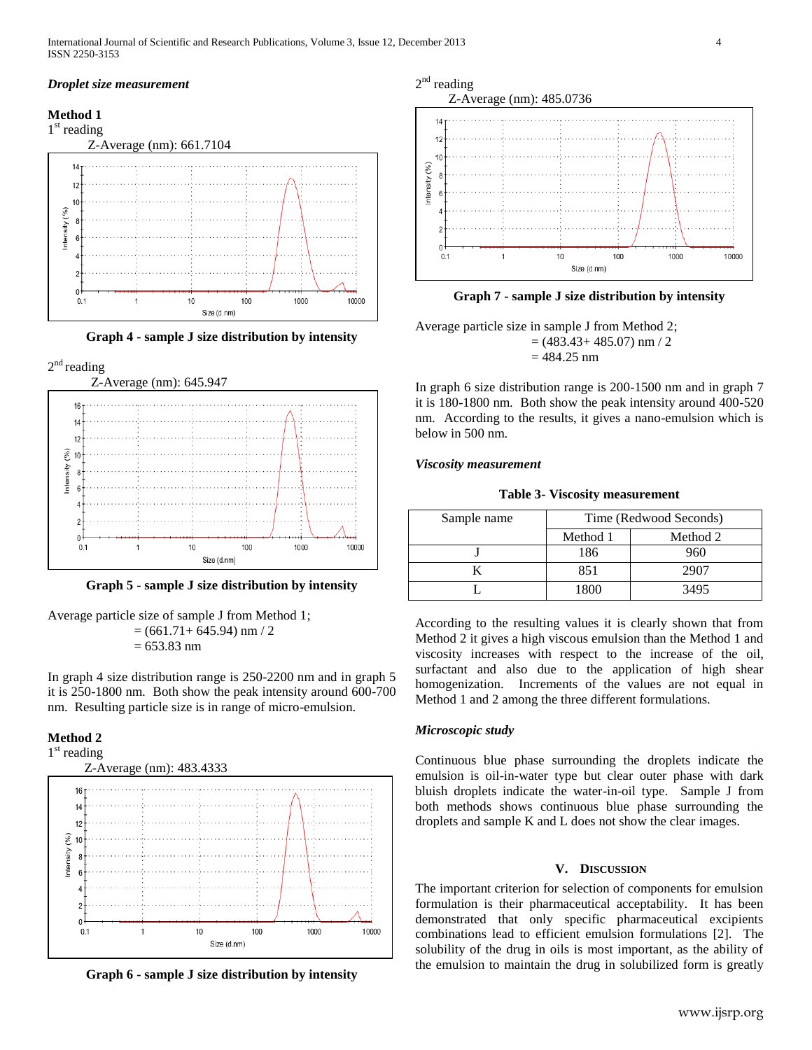### *Droplet size measurement*

**Method 1**

1st reading

Z-Average (nm): 661.7104

**Graph 4 - sample J size distribution by intensity**

2nd reading

Z-Average (nm): 645.947

**Graph 5 - sample J size distribution by intensity**

Average particle size of sample J from Method 1;

= (661.71+ 645.94) nm / 2

= 653.83 nm

In graph 4 size distribution range is 250-2200 nm and in graph 5 it is 250-1800 nm. Both show the peak intensity around 600-700 nm. Resulting particle size is in range of micro-emulsion.

**Method 2**

1st reading

Z-Average (nm): 483.4333

**Graph 6 - sample J size distribution by intensity**

2nd reading

Z-Average (nm): 485.0736

**Graph 7 - sample J size distribution by intensity**

Average particle size in sample J from Method 2;

= (483.43+ 485.07) nm / 2

= 484.25 nm

In graph 6 size distribution range is 200-1500 nm and in graph 7 it is 180-1800 nm. Both show the peak intensity around 400-520 nm. According to the results, it gives a nano-emulsion which is below in 500 nm.

### *Viscosity measurement*

**Table 3- Viscosity measurement**

| Sample name | Time (Redwood Seconds) | |
|---|---|---|
| | Method 1 | Method 2 |
| J | 186 | 960 |
| K | 851 | 2907 |
| L | 1800 | 3495 |

According to the resulting values it is clearly shown that from Method 2 it gives a high viscous emulsion than the Method 1 and viscosity increases with respect to the increase of the oil, surfactant and also due to the application of high shear homogenization. Increments of the values are not equal in Method 1 and 2 among the three different formulations.

### *Microscopic study*

Continuous blue phase surrounding the droplets indicate the emulsion is oil-in-water type but clear outer phase with dark bluish droplets indicate the water-in-oil type. Sample J from both methods shows continuous blue phase surrounding the droplets and sample K and L does not show the clear images.

## V. Discussion

The important criterion for selection of components for emulsion formulation is their pharmaceutical acceptability. It has been demonstrated that only specific pharmaceutical excipients combinations lead to efficient emulsion formulations [2]. The solubility of the drug in oils is most important, as the ability of the emulsion to maintain the drug in solubilized form is greatly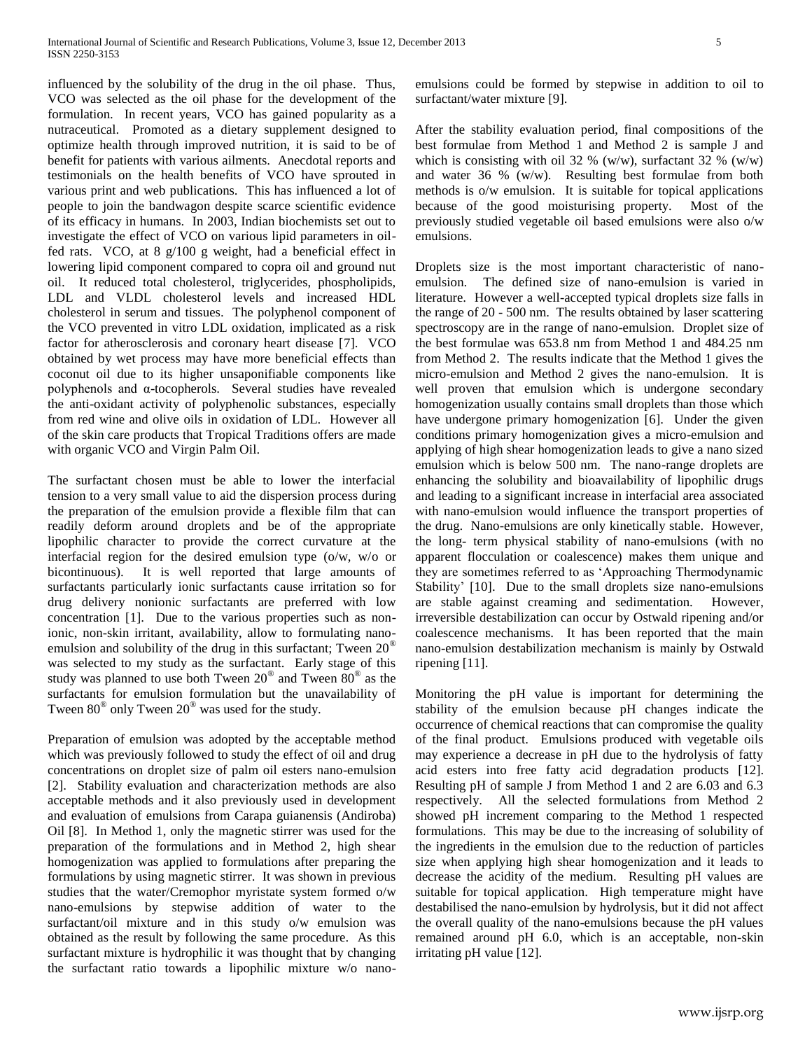influenced by the solubility of the drug in the oil phase. Thus, VCO was selected as the oil phase for the development of the formulation. In recent years, VCO has gained popularity as a nutraceutical. Promoted as a dietary supplement designed to optimize health through improved nutrition, it is said to be of benefit for patients with various ailments. Anecdotal reports and testimonials on the health benefits of VCO have sprouted in various print and web publications. This has influenced a lot of people to join the bandwagon despite scarce scientific evidence of its efficacy in humans. In 2003, Indian biochemists set out to investigate the effect of VCO on various lipid parameters in oil-fed rats. VCO, at 8 g/100 g weight, had a beneficial effect in lowering lipid component compared to copra oil and ground nut oil. It reduced total cholesterol, triglycerides, phospholipids, LDL and VLDL cholesterol levels and increased HDL cholesterol in serum and tissues. The polyphenol component of the VCO prevented in vitro LDL oxidation, implicated as a risk factor for atherosclerosis and coronary heart disease [7]. VCO obtained by wet process may have more beneficial effects than coconut oil due to its higher unsaponifiable components like polyphenols and α-tocopherols. Several studies have revealed the anti-oxidant activity of polyphenolic substances, especially from red wine and olive oils in oxidation of LDL. However all of the skin care products that Tropical Traditions offers are made with organic VCO and Virgin Palm Oil.

The surfactant chosen must be able to lower the interfacial tension to a very small value to aid the dispersion process during the preparation of the emulsion provide a flexible film that can readily deform around droplets and be of the appropriate lipophilic character to provide the correct curvature at the interfacial region for the desired emulsion type (o/w, w/o or bicontinuous). It is well reported that large amounts of surfactants particularly ionic surfactants cause irritation so for drug delivery nonionic surfactants are preferred with low concentration [1]. Due to the various properties such as non-ionic, non-skin irritant, availability, allow to formulating nano-emulsion and solubility of the drug in this surfactant; Tween 20® was selected to my study as the surfactant. Early stage of this study was planned to use both Tween 20® and Tween 80® as the surfactants for emulsion formulation but the unavailability of Tween 80® only Tween 20® was used for the study.

Preparation of emulsion was adopted by the acceptable method which was previously followed to study the effect of oil and drug concentrations on droplet size of palm oil esters nano-emulsion [2]. Stability evaluation and characterization methods are also acceptable methods and it also previously used in development and evaluation of emulsions from Carapa guianensis (Andiroba) Oil [8]. In Method 1, only the magnetic stirrer was used for the preparation of the formulations and in Method 2, high shear homogenization was applied to formulations after preparing the formulations by using magnetic stirrer. It was shown in previous studies that the water/Cremophor myristate system formed o/w nano-emulsions by stepwise addition of water to the surfactant/oil mixture and in this study o/w emulsion was obtained as the result by following the same procedure. As this surfactant mixture is hydrophilic it was thought that by changing the surfactant ratio towards a lipophilic mixture w/o nano-emulsions could be formed by stepwise in addition to oil to surfactant/water mixture [9].

After the stability evaluation period, final compositions of the best formulae from Method 1 and Method 2 is sample J and which is consisting with oil 32 % (w/w), surfactant 32 % (w/w) and water 36 % (w/w). Resulting best formulae from both methods is o/w emulsion. It is suitable for topical applications because of the good moisturising property. Most of the previously studied vegetable oil based emulsions were also o/w emulsions.

Droplets size is the most important characteristic of nano-emulsion. The defined size of nano-emulsion is varied in literature. However a well-accepted typical droplets size falls in the range of 20 - 500 nm. The results obtained by laser scattering spectroscopy are in the range of nano-emulsion. Droplet size of the best formulae was 653.8 nm from Method 1 and 484.25 nm from Method 2. The results indicate that the Method 1 gives the micro-emulsion and Method 2 gives the nano-emulsion. It is well proven that emulsion which is undergone secondary homogenization usually contains small droplets than those which have undergone primary homogenization [6]. Under the given conditions primary homogenization gives a micro-emulsion and applying of high shear homogenization leads to give a nano sized emulsion which is below 500 nm. The nano-range droplets are enhancing the solubility and bioavailability of lipophilic drugs and leading to a significant increase in interfacial area associated with nano-emulsion would influence the transport properties of the drug. Nano-emulsions are only kinetically stable. However, the long- term physical stability of nano-emulsions (with no apparent flocculation or coalescence) makes them unique and they are sometimes referred to as 'Approaching Thermodynamic Stability' [10]. Due to the small droplets size nano-emulsions are stable against creaming and sedimentation. However, irreversible destabilization can occur by Ostwald ripening and/or coalescence mechanisms. It has been reported that the main nano-emulsion destabilization mechanism is mainly by Ostwald ripening [11].

Monitoring the pH value is important for determining the stability of the emulsion because pH changes indicate the occurrence of chemical reactions that can compromise the quality of the final product. Emulsions produced with vegetable oils may experience a decrease in pH due to the hydrolysis of fatty acid esters into free fatty acid degradation products [12]. Resulting pH of sample J from Method 1 and 2 are 6.03 and 6.3 respectively. All the selected formulations from Method 2 showed pH increment comparing to the Method 1 respected formulations. This may be due to the increasing of solubility of the ingredients in the emulsion due to the reduction of particles size when applying high shear homogenization and it leads to decrease the acidity of the medium. Resulting pH values are suitable for topical application. High temperature might have destabilised the nano-emulsion by hydrolysis, but it did not affect the overall quality of the nano-emulsions because the pH values remained around pH 6.0, which is an acceptable, non-skin irritating pH value [12].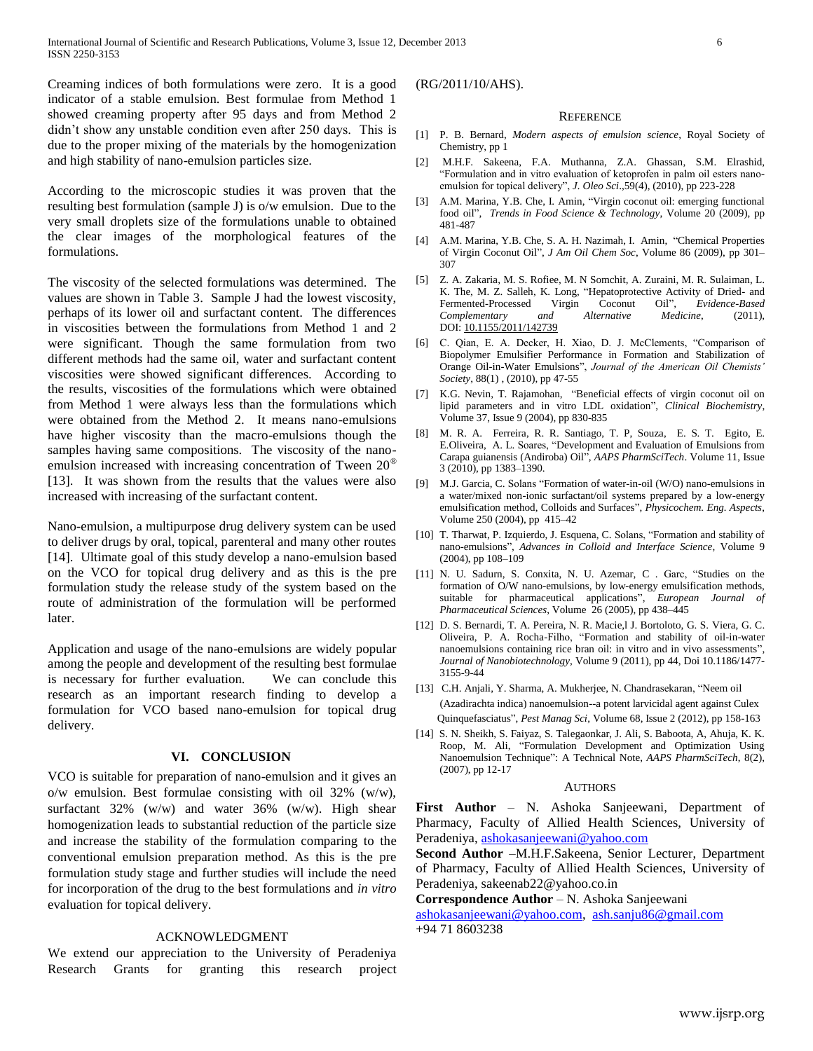Creaming indices of both formulations were zero. It is a good indicator of a stable emulsion. Best formulae from Method 1 showed creaming property after 95 days and from Method 2 didn't show any unstable condition even after 250 days. This is due to the proper mixing of the materials by the homogenization and high stability of nano-emulsion particles size.

According to the microscopic studies it was proven that the resulting best formulation (sample J) is o/w emulsion. Due to the very small droplets size of the formulations unable to obtained the clear images of the morphological features of the formulations.

The viscosity of the selected formulations was determined. The values are shown in Table 3. Sample J had the lowest viscosity, perhaps of its lower oil and surfactant content. The differences in viscosities between the formulations from Method 1 and 2 were significant. Though the same formulation from two different methods had the same oil, water and surfactant content viscosities were showed significant differences. According to the results, viscosities of the formulations which were obtained from Method 1 were always less than the formulations which were obtained from the Method 2. It means nano-emulsions have higher viscosity than the macro-emulsions though the samples having same compositions. The viscosity of the nano-emulsion increased with increasing concentration of Tween 20® [13]. It was shown from the results that the values were also increased with increasing of the surfactant content.

Nano-emulsion, a multipurpose drug delivery system can be used to deliver drugs by oral, topical, parenteral and many other routes [14]. Ultimate goal of this study develop a nano-emulsion based on the VCO for topical drug delivery and as this is the pre formulation study the release study of the system based on the route of administration of the formulation will be performed later.

Application and usage of the nano-emulsions are widely popular among the people and development of the resulting best formulae is necessary for further evaluation. We can conclude this research as an important research finding to develop a formulation for VCO based nano-emulsion for topical drug delivery.

## VI. Conclusion

VCO is suitable for preparation of nano-emulsion and it gives an o/w emulsion. Best formulae consisting with oil 32% (w/w), surfactant 32% (w/w) and water 36% (w/w). High shear homogenization leads to substantial reduction of the particle size and increase the stability of the formulation comparing to the conventional emulsion preparation method. As this is the pre formulation study stage and further studies will include the need for incorporation of the drug to the best formulations and *in vitro* evaluation for topical delivery.

## Acknowledgment

We extend our appreciation to the University of Peradeniya Research Grants for granting this research project (RG/2011/10/AHS).

## Reference

[1] P. B. Bernard, *Modern aspects of emulsion science*, Royal Society of Chemistry, pp 1

[2] M.H.F. Sakeena, F.A. Muthanna, Z.A. Ghassan, S.M. Elrashid, "Formulation and in vitro evaluation of ketoprofen in palm oil esters nano-emulsion for topical delivery", *J. Oleo Sci*.,59(4), (2010), pp 223-228

[3] A.M. Marina, Y.B. Che, I. Amin, "Virgin coconut oil: emerging functional food oil", *Trends in Food Science & Technology*, Volume 20 (2009), pp 481-487

[4] A.M. Marina, Y.B. Che, S. A. H. Nazimah, I. Amin, "Chemical Properties of Virgin Coconut Oil", *J Am Oil Chem Soc*, Volume 86 (2009), pp 301–307

[5] Z. A. Zakaria, M. S. Rofiee, M. N Somchit, A. Zuraini, M. R. Sulaiman, L. K. The, M. Z. Salleh, K. Long, "Hepatoprotective Activity of Dried- and Fermented-Processed Virgin Coconut Oil", *Evidence-Based Complementary and Alternative Medicine*, (2011), DOI: 10.1155/2011/142739

[6] C. Qian, E. A. Decker, H. Xiao, D. J. McClements, "Comparison of Biopolymer Emulsifier Performance in Formation and Stabilization of Orange Oil-in-Water Emulsions", *Journal of the American Oil Chemists' Society*, 88(1) , (2010), pp 47-55

[7] K.G. Nevin, T. Rajamohan, "Beneficial effects of virgin coconut oil on lipid parameters and in vitro LDL oxidation", *Clinical Biochemistry*, Volume 37, Issue 9 (2004), pp 830-835

[8] M. R. A. Ferreira, R. R. Santiago, T. P, Souza, E. S. T. Egito, E. E.Oliveira, A. L. Soares, "Development and Evaluation of Emulsions from Carapa guianensis (Andiroba) Oil", *AAPS PharmSciTech*. Volume 11, Issue 3 (2010), pp 1383–1390.

[9] M.J. Garcia, C. Solans "Formation of water-in-oil (W/O) nano-emulsions in a water/mixed non-ionic surfactant/oil systems prepared by a low-energy emulsification method, Colloids and Surfaces", *Physicochem. Eng. Aspects*, Volume 250 (2004), pp 415–42

[10] T. Tharwat, P. Izquierdo, J. Esquena, C. Solans, "Formation and stability of nano-emulsions", *Advances in Colloid and Interface Science*, Volume 9 (2004), pp 108–109

[11] N. U. Sadurn, S. Conxita, N. U. Azemar, C . Garc, "Studies on the formation of O/W nano-emulsions, by low-energy emulsification methods, suitable for pharmaceutical applications", *European Journal of Pharmaceutical Sciences*, Volume 26 (2005), pp 438–445

[12] D. S. Bernardi, T. A. Pereira, N. R. Macie,l J. Bortoloto, G. S. Viera, G. C. Oliveira, P. A. Rocha-Filho, "Formation and stability of oil-in-water nanoemulsions containing rice bran oil: in vitro and in vivo assessments", *Journal of Nanobiotechnology*, Volume 9 (2011), pp 44, Doi 10.1186/1477-3155-9-44

[13] C.H. Anjali, Y. Sharma, A. Mukherjee, N. Chandrasekaran, "Neem oil (Azadirachta indica) nanoemulsion--a potent larvicidal agent against Culex Quinquefasciatus", *Pest Manag Sci*, Volume 68, Issue 2 (2012), pp 158-163

[14] S. N. Sheikh, S. Faiyaz, S. Talegaonkar, J. Ali, S. Baboota, A, Ahuja, K. K. Roop, M. Ali, "Formulation Development and Optimization Using Nanoemulsion Technique": A Technical Note, *AAPS PharmSciTech*, 8(2), (2007), pp 12-17

## Authors

**First Author** – N. Ashoka Sanjeewani, Department of Pharmacy, Faculty of Allied Health Sciences, University of Peradeniya, ashokasanjeewani@yahoo.com

**Second Author** –M.H.F.Sakeena, Senior Lecturer, Department of Pharmacy, Faculty of Allied Health Sciences, University of Peradeniya, sakeenab22@yahoo.co.in

**Correspondence Author** – N. Ashoka Sanjeewani
ashokasanjeewani@yahoo.com, ash.sanju86@gmail.com
+94 71 8603238